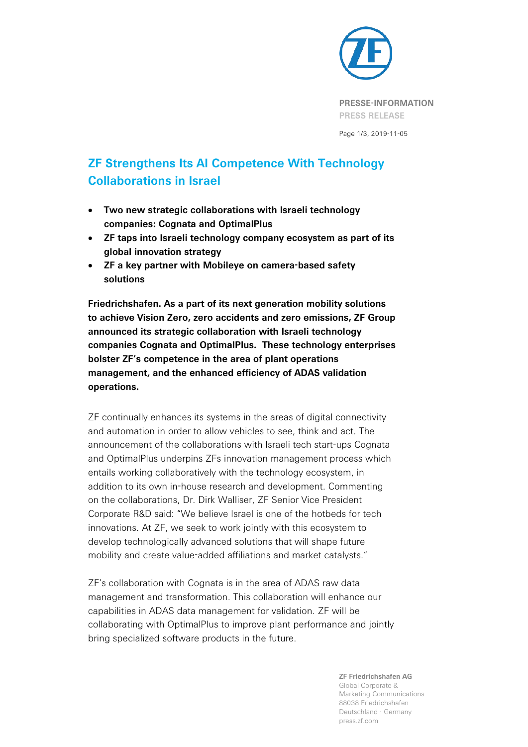PRESSE-INFORMATION
PRESS RELEASE

# ZF Strengthens Its AI Competence With Technology Collaborations in Israel

- **Two new strategic collaborations with Israeli technology companies: Cognata and OptimalPlus**
- **ZF taps into Israeli technology company ecosystem as part of its global innovation strategy**
- **ZF a key partner with Mobileye on camera-based safety solutions**

**Friedrichshafen. As a part of its next generation mobility solutions to achieve Vision Zero, zero accidents and zero emissions, ZF Group announced its strategic collaboration with Israeli technology companies Cognata and OptimalPlus.  These technology enterprises bolster ZF's competence in the area of plant operations management, and the enhanced efficiency of ADAS validation operations.**

ZF continually enhances its systems in the areas of digital connectivity and automation in order to allow vehicles to see, think and act. The announcement of the collaborations with Israeli tech start-ups Cognata and OptimalPlus underpins ZFs innovation management process which entails working collaboratively with the technology ecosystem, in addition to its own in-house research and development. Commenting on the collaborations, Dr. Dirk Walliser, ZF Senior Vice President Corporate R&D said: "We believe Israel is one of the hotbeds for tech innovations. At ZF, we seek to work jointly with this ecosystem to develop technologically advanced solutions that will shape future mobility and create value-added affiliations and market catalysts."

ZF's collaboration with Cognata is in the area of ADAS raw data management and transformation. This collaboration will enhance our capabilities in ADAS data management for validation. ZF will be collaborating with OptimalPlus to improve plant performance and jointly bring specialized software products in the future.

**ZF Friedrichshafen AG**
Global Corporate & Marketing Communications
88038 Friedrichshafen
Deutschland · Germany
press.zf.com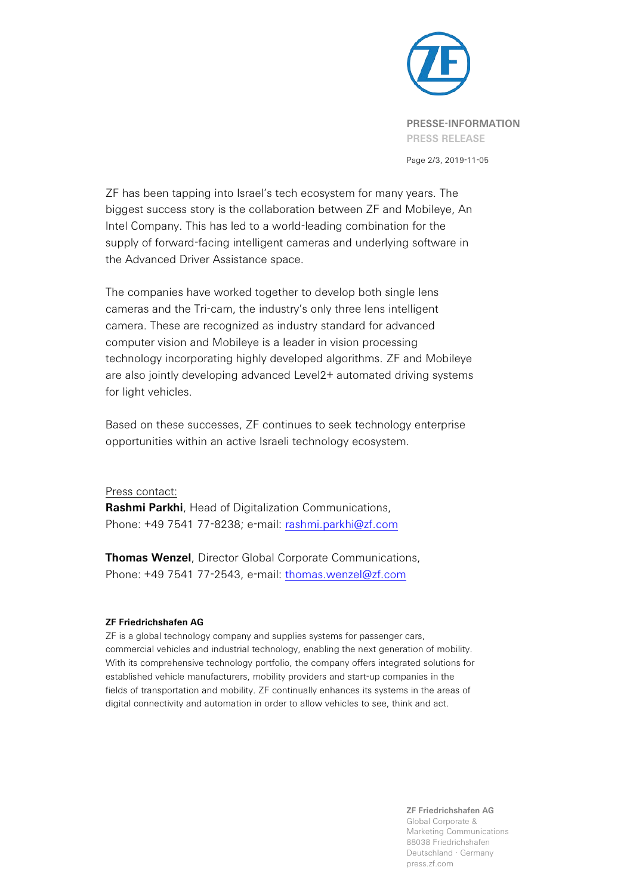ZF has been tapping into Israel's tech ecosystem for many years. The biggest success story is the collaboration between ZF and Mobileye, An Intel Company. This has led to a world-leading combination for the supply of forward-facing intelligent cameras and underlying software in the Advanced Driver Assistance space.

The companies have worked together to develop both single lens cameras and the Tri-cam, the industry's only three lens intelligent camera. These are recognized as industry standard for advanced computer vision and Mobileye is a leader in vision processing technology incorporating highly developed algorithms. ZF and Mobileye are also jointly developing advanced Level2+ automated driving systems for light vehicles.

Based on these successes, ZF continues to seek technology enterprise opportunities within an active Israeli technology ecosystem.

Press contact:
**Rashmi Parkhi**, Head of Digitalization Communications,
Phone: +49 7541 77-8238; e-mail: rashmi.parkhi@zf.com

**Thomas Wenzel**, Director Global Corporate Communications,
Phone: +49 7541 77-2543, e-mail: thomas.wenzel@zf.com

**ZF Friedrichshafen AG**
ZF is a global technology company and supplies systems for passenger cars, commercial vehicles and industrial technology, enabling the next generation of mobility. With its comprehensive technology portfolio, the company offers integrated solutions for established vehicle manufacturers, mobility providers and start-up companies in the fields of transportation and mobility. ZF continually enhances its systems in the areas of digital connectivity and automation in order to allow vehicles to see, think and act.

**ZF Friedrichshafen AG**
Global Corporate & Marketing Communications
88038 Friedrichshafen
Deutschland · Germany
press.zf.com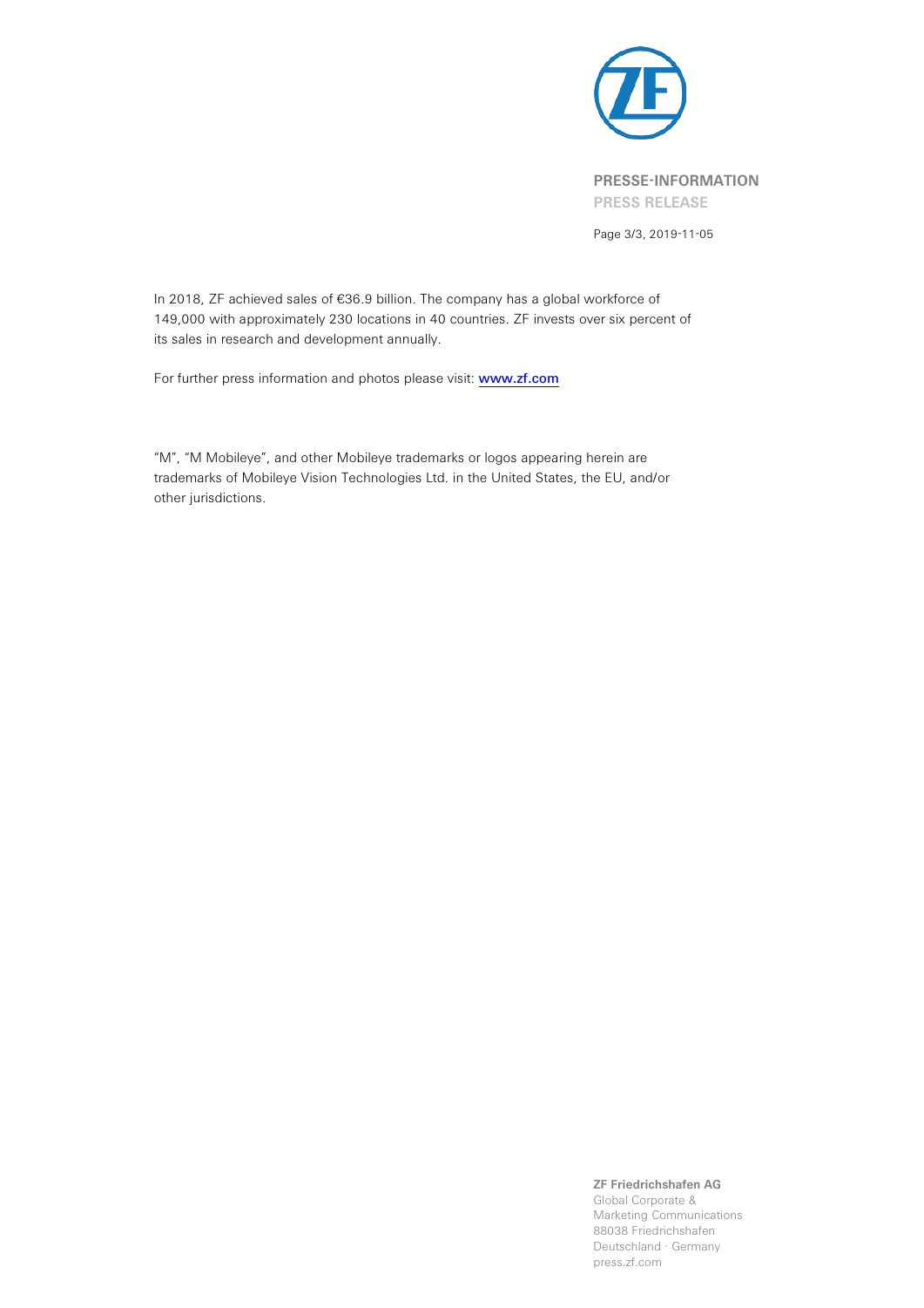In 2018, ZF achieved sales of €36.9 billion. The company has a global workforce of 149,000 with approximately 230 locations in 40 countries. ZF invests over six percent of its sales in research and development annually.

For further press information and photos please visit: [www.zf.com](http://www.zf.com)

“M”, “M Mobileye”, and other Mobileye trademarks or logos appearing herein are trademarks of Mobileye Vision Technologies Ltd. in the United States, the EU, and/or other jurisdictions.

**ZF Friedrichshafen AG**
Global Corporate &
Marketing Communications
88038 Friedrichshafen
Deutschland · Germany
press.zf.com